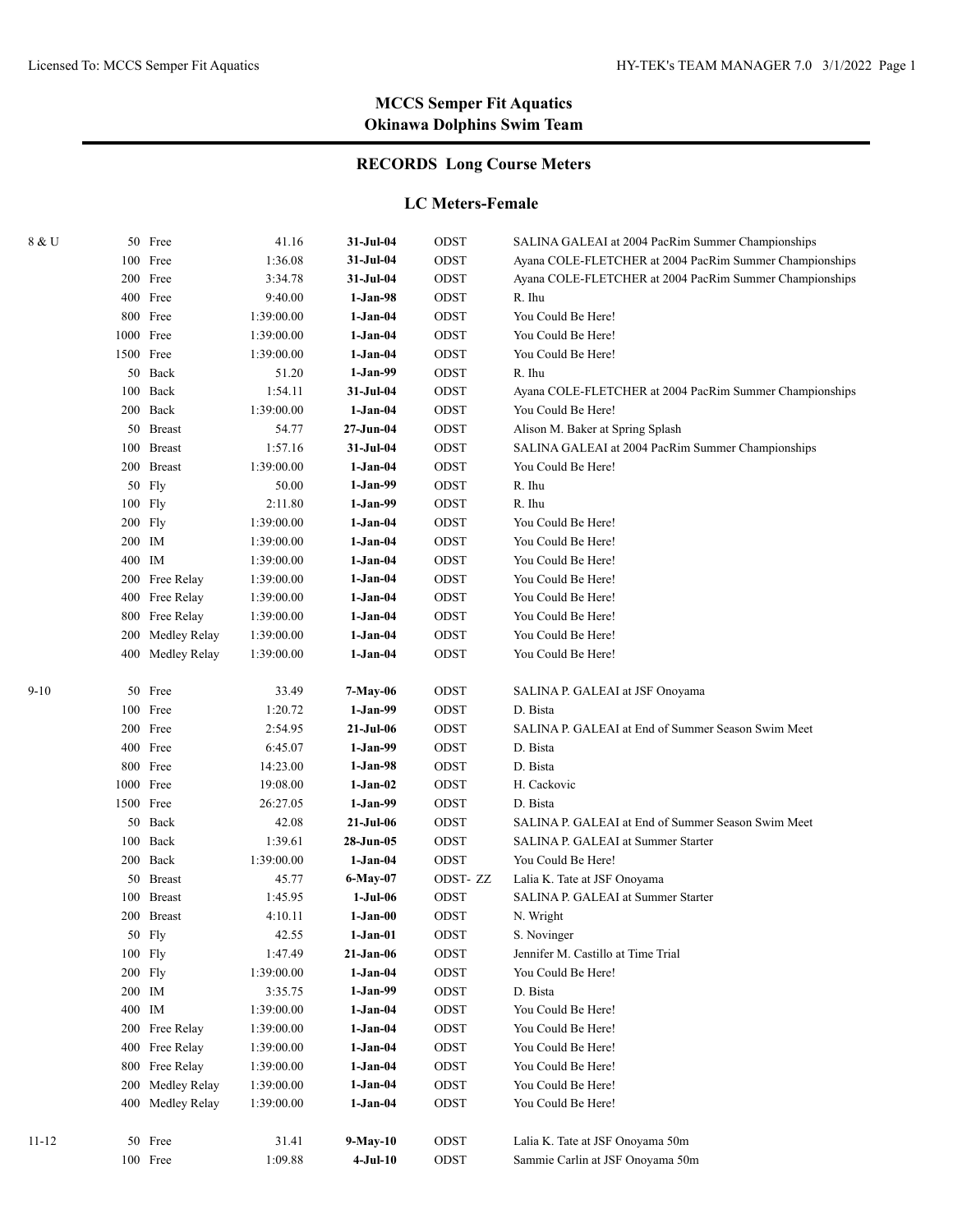# MCCS Semper Fit Aquatics
## Okinawa Dolphins Swim Team

## RECORDS Long Course Meters

### LC Meters-Female

| Age Group | Distance | Event | Time | Date | Team | Swimmer / Meet |
|---|---|---|---|---|---|---|
| 8 & U | 50 | Free | 41.16 | **31-Jul-04** | ODST | SALINA GALEAI at 2004 PacRim Summer Championships |
| | 100 | Free | 1:36.08 | **31-Jul-04** | ODST | Ayana COLE-FLETCHER at 2004 PacRim Summer Championships |
| | 200 | Free | 3:34.78 | **31-Jul-04** | ODST | Ayana COLE-FLETCHER at 2004 PacRim Summer Championships |
| | 400 | Free | 9:40.00 | **1-Jan-98** | ODST | R. Ihu |
| | 800 | Free | 1:39:00.00 | **1-Jan-04** | ODST | You Could Be Here! |
| | 1000 | Free | 1:39:00.00 | **1-Jan-04** | ODST | You Could Be Here! |
| | 1500 | Free | 1:39:00.00 | **1-Jan-04** | ODST | You Could Be Here! |
| | 50 | Back | 51.20 | **1-Jan-99** | ODST | R. Ihu |
| | 100 | Back | 1:54.11 | **31-Jul-04** | ODST | Ayana COLE-FLETCHER at 2004 PacRim Summer Championships |
| | 200 | Back | 1:39:00.00 | **1-Jan-04** | ODST | You Could Be Here! |
| | 50 | Breast | 54.77 | **27-Jun-04** | ODST | Alison M. Baker at Spring Splash |
| | 100 | Breast | 1:57.16 | **31-Jul-04** | ODST | SALINA GALEAI at 2004 PacRim Summer Championships |
| | 200 | Breast | 1:39:00.00 | **1-Jan-04** | ODST | You Could Be Here! |
| | 50 | Fly | 50.00 | **1-Jan-99** | ODST | R. Ihu |
| | 100 | Fly | 2:11.80 | **1-Jan-99** | ODST | R. Ihu |
| | 200 | Fly | 1:39:00.00 | **1-Jan-04** | ODST | You Could Be Here! |
| | 200 | IM | 1:39:00.00 | **1-Jan-04** | ODST | You Could Be Here! |
| | 400 | IM | 1:39:00.00 | **1-Jan-04** | ODST | You Could Be Here! |
| | 200 | Free Relay | 1:39:00.00 | **1-Jan-04** | ODST | You Could Be Here! |
| | 400 | Free Relay | 1:39:00.00 | **1-Jan-04** | ODST | You Could Be Here! |
| | 800 | Free Relay | 1:39:00.00 | **1-Jan-04** | ODST | You Could Be Here! |
| | 200 | Medley Relay | 1:39:00.00 | **1-Jan-04** | ODST | You Could Be Here! |
| | 400 | Medley Relay | 1:39:00.00 | **1-Jan-04** | ODST | You Could Be Here! |
| 9-10 | 50 | Free | 33.49 | **7-May-06** | ODST | SALINA P. GALEAI at JSF Onoyama |
| | 100 | Free | 1:20.72 | **1-Jan-99** | ODST | D. Bista |
| | 200 | Free | 2:54.95 | **21-Jul-06** | ODST | SALINA P. GALEAI at End of Summer Season Swim Meet |
| | 400 | Free | 6:45.07 | **1-Jan-99** | ODST | D. Bista |
| | 800 | Free | 14:23.00 | **1-Jan-98** | ODST | D. Bista |
| | 1000 | Free | 19:08.00 | **1-Jan-02** | ODST | H. Cackovic |
| | 1500 | Free | 26:27.05 | **1-Jan-99** | ODST | D. Bista |
| | 50 | Back | 42.08 | **21-Jul-06** | ODST | SALINA P. GALEAI at End of Summer Season Swim Meet |
| | 100 | Back | 1:39.61 | **28-Jun-05** | ODST | SALINA P. GALEAI at Summer Starter |
| | 200 | Back | 1:39:00.00 | **1-Jan-04** | ODST | You Could Be Here! |
| | 50 | Breast | 45.77 | **6-May-07** | ODST- ZZ | Lalia K. Tate at JSF Onoyama |
| | 100 | Breast | 1:45.95 | **1-Jul-06** | ODST | SALINA P. GALEAI at Summer Starter |
| | 200 | Breast | 4:10.11 | **1-Jan-00** | ODST | N. Wright |
| | 50 | Fly | 42.55 | **1-Jan-01** | ODST | S. Novinger |
| | 100 | Fly | 1:47.49 | **21-Jan-06** | ODST | Jennifer M. Castillo at Time Trial |
| | 200 | Fly | 1:39:00.00 | **1-Jan-04** | ODST | You Could Be Here! |
| | 200 | IM | 3:35.75 | **1-Jan-99** | ODST | D. Bista |
| | 400 | IM | 1:39:00.00 | **1-Jan-04** | ODST | You Could Be Here! |
| | 200 | Free Relay | 1:39:00.00 | **1-Jan-04** | ODST | You Could Be Here! |
| | 400 | Free Relay | 1:39:00.00 | **1-Jan-04** | ODST | You Could Be Here! |
| | 800 | Free Relay | 1:39:00.00 | **1-Jan-04** | ODST | You Could Be Here! |
| | 200 | Medley Relay | 1:39:00.00 | **1-Jan-04** | ODST | You Could Be Here! |
| | 400 | Medley Relay | 1:39:00.00 | **1-Jan-04** | ODST | You Could Be Here! |
| 11-12 | 50 | Free | 31.41 | **9-May-10** | ODST | Lalia K. Tate at JSF Onoyama 50m |
| | 100 | Free | 1:09.88 | **4-Jul-10** | ODST | Sammie Carlin at JSF Onoyama 50m |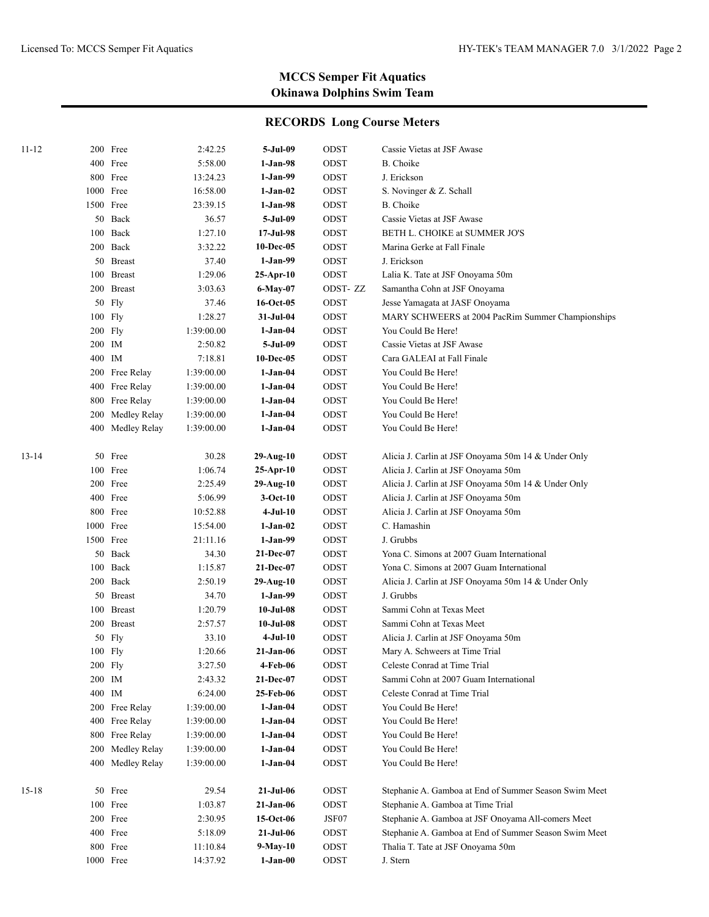## MCCS Semper Fit Aquatics
## Okinawa Dolphins Swim Team

### RECORDS Long Course Meters

| Age | Event | Time | Date | Team | Name/Meet |
|---|---|---|---|---|---|
| 11-12 | 200 Free | 2:42.25 | **5-Jul-09** | ODST | Cassie Vietas at JSF Awase |
| | 400 Free | 5:58.00 | **1-Jan-98** | ODST | B. Choike |
| | 800 Free | 13:24.23 | **1-Jan-99** | ODST | J. Erickson |
| | 1000 Free | 16:58.00 | **1-Jan-02** | ODST | S. Novinger & Z. Schall |
| | 1500 Free | 23:39.15 | **1-Jan-98** | ODST | B. Choike |
| | 50 Back | 36.57 | **5-Jul-09** | ODST | Cassie Vietas at JSF Awase |
| | 100 Back | 1:27.10 | **17-Jul-98** | ODST | BETH L. CHOIKE at SUMMER JO'S |
| | 200 Back | 3:32.22 | **10-Dec-05** | ODST | Marina Gerke at Fall Finale |
| | 50 Breast | 37.40 | **1-Jan-99** | ODST | J. Erickson |
| | 100 Breast | 1:29.06 | **25-Apr-10** | ODST | Lalia K. Tate at JSF Onoyama 50m |
| | 200 Breast | 3:03.63 | **6-May-07** | ODST- ZZ | Samantha Cohn at JSF Onoyama |
| | 50 Fly | 37.46 | **16-Oct-05** | ODST | Jesse Yamagata at JASF Onoyama |
| | 100 Fly | 1:28.27 | **31-Jul-04** | ODST | MARY SCHWEERS at 2004 PacRim Summer Championships |
| | 200 Fly | 1:39:00.00 | **1-Jan-04** | ODST | You Could Be Here! |
| | 200 IM | 2:50.82 | **5-Jul-09** | ODST | Cassie Vietas at JSF Awase |
| | 400 IM | 7:18.81 | **10-Dec-05** | ODST | Cara GALEAI at Fall Finale |
| | 200 Free Relay | 1:39:00.00 | **1-Jan-04** | ODST | You Could Be Here! |
| | 400 Free Relay | 1:39:00.00 | **1-Jan-04** | ODST | You Could Be Here! |
| | 800 Free Relay | 1:39:00.00 | **1-Jan-04** | ODST | You Could Be Here! |
| | 200 Medley Relay | 1:39:00.00 | **1-Jan-04** | ODST | You Could Be Here! |
| | 400 Medley Relay | 1:39:00.00 | **1-Jan-04** | ODST | You Could Be Here! |
| 13-14 | 50 Free | 30.28 | **29-Aug-10** | ODST | Alicia J. Carlin at JSF Onoyama 50m 14 & Under Only |
| | 100 Free | 1:06.74 | **25-Apr-10** | ODST | Alicia J. Carlin at JSF Onoyama 50m |
| | 200 Free | 2:25.49 | **29-Aug-10** | ODST | Alicia J. Carlin at JSF Onoyama 50m 14 & Under Only |
| | 400 Free | 5:06.99 | **3-Oct-10** | ODST | Alicia J. Carlin at JSF Onoyama 50m |
| | 800 Free | 10:52.88 | **4-Jul-10** | ODST | Alicia J. Carlin at JSF Onoyama 50m |
| | 1000 Free | 15:54.00 | **1-Jan-02** | ODST | C. Hamashin |
| | 1500 Free | 21:11.16 | **1-Jan-99** | ODST | J. Grubbs |
| | 50 Back | 34.30 | **21-Dec-07** | ODST | Yona C. Simons at 2007 Guam International |
| | 100 Back | 1:15.87 | **21-Dec-07** | ODST | Yona C. Simons at 2007 Guam International |
| | 200 Back | 2:50.19 | **29-Aug-10** | ODST | Alicia J. Carlin at JSF Onoyama 50m 14 & Under Only |
| | 50 Breast | 34.70 | **1-Jan-99** | ODST | J. Grubbs |
| | 100 Breast | 1:20.79 | **10-Jul-08** | ODST | Sammi Cohn at Texas Meet |
| | 200 Breast | 2:57.57 | **10-Jul-08** | ODST | Sammi Cohn at Texas Meet |
| | 50 Fly | 33.10 | **4-Jul-10** | ODST | Alicia J. Carlin at JSF Onoyama 50m |
| | 100 Fly | 1:20.66 | **21-Jan-06** | ODST | Mary A. Schweers at Time Trial |
| | 200 Fly | 3:27.50 | **4-Feb-06** | ODST | Celeste Conrad at Time Trial |
| | 200 IM | 2:43.32 | **21-Dec-07** | ODST | Sammi Cohn at 2007 Guam International |
| | 400 IM | 6:24.00 | **25-Feb-06** | ODST | Celeste Conrad at Time Trial |
| | 200 Free Relay | 1:39:00.00 | **1-Jan-04** | ODST | You Could Be Here! |
| | 400 Free Relay | 1:39:00.00 | **1-Jan-04** | ODST | You Could Be Here! |
| | 800 Free Relay | 1:39:00.00 | **1-Jan-04** | ODST | You Could Be Here! |
| | 200 Medley Relay | 1:39:00.00 | **1-Jan-04** | ODST | You Could Be Here! |
| | 400 Medley Relay | 1:39:00.00 | **1-Jan-04** | ODST | You Could Be Here! |
| 15-18 | 50 Free | 29.54 | **21-Jul-06** | ODST | Stephanie A. Gamboa at End of Summer Season Swim Meet |
| | 100 Free | 1:03.87 | **21-Jan-06** | ODST | Stephanie A. Gamboa at Time Trial |
| | 200 Free | 2:30.95 | **15-Oct-06** | JSF07 | Stephanie A. Gamboa at JSF Onoyama All-comers Meet |
| | 400 Free | 5:18.09 | **21-Jul-06** | ODST | Stephanie A. Gamboa at End of Summer Season Swim Meet |
| | 800 Free | 11:10.84 | **9-May-10** | ODST | Thalia T. Tate at JSF Onoyama 50m |
| | 1000 Free | 14:37.92 | **1-Jan-00** | ODST | J. Stern |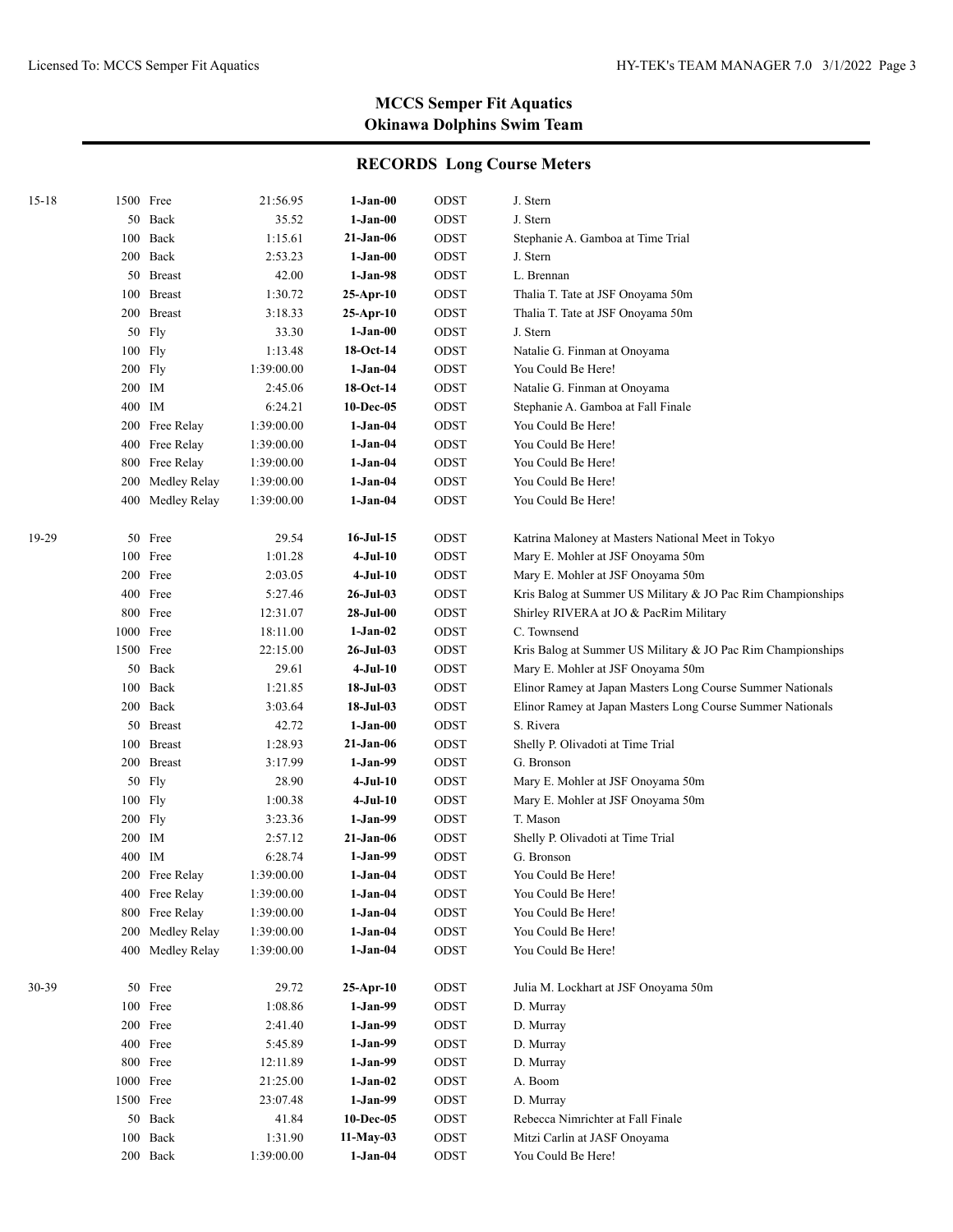# MCCS Semper Fit Aquatics
## Okinawa Dolphins Swim Team

### RECORDS Long Course Meters

| Age Group | Distance | Event | Time | Date | Team | Name |
|---|---|---|---|---|---|---|
| 15-18 | 1500 | Free | 21:56.95 | **1-Jan-00** | ODST | J. Stern |
| | 50 | Back | 35.52 | **1-Jan-00** | ODST | J. Stern |
| | 100 | Back | 1:15.61 | **21-Jan-06** | ODST | Stephanie A. Gamboa at Time Trial |
| | 200 | Back | 2:53.23 | **1-Jan-00** | ODST | J. Stern |
| | 50 | Breast | 42.00 | **1-Jan-98** | ODST | L. Brennan |
| | 100 | Breast | 1:30.72 | **25-Apr-10** | ODST | Thalia T. Tate at JSF Onoyama 50m |
| | 200 | Breast | 3:18.33 | **25-Apr-10** | ODST | Thalia T. Tate at JSF Onoyama 50m |
| | 50 | Fly | 33.30 | **1-Jan-00** | ODST | J. Stern |
| | 100 | Fly | 1:13.48 | **18-Oct-14** | ODST | Natalie G. Finman at Onoyama |
| | 200 | Fly | 1:39:00.00 | **1-Jan-04** | ODST | You Could Be Here! |
| | 200 | IM | 2:45.06 | **18-Oct-14** | ODST | Natalie G. Finman at Onoyama |
| | 400 | IM | 6:24.21 | **10-Dec-05** | ODST | Stephanie A. Gamboa at Fall Finale |
| | 200 | Free Relay | 1:39:00.00 | **1-Jan-04** | ODST | You Could Be Here! |
| | 400 | Free Relay | 1:39:00.00 | **1-Jan-04** | ODST | You Could Be Here! |
| | 800 | Free Relay | 1:39:00.00 | **1-Jan-04** | ODST | You Could Be Here! |
| | 200 | Medley Relay | 1:39:00.00 | **1-Jan-04** | ODST | You Could Be Here! |
| | 400 | Medley Relay | 1:39:00.00 | **1-Jan-04** | ODST | You Could Be Here! |
| 19-29 | 50 | Free | 29.54 | **16-Jul-15** | ODST | Katrina Maloney at Masters National Meet in Tokyo |
| | 100 | Free | 1:01.28 | **4-Jul-10** | ODST | Mary E. Mohler at JSF Onoyama 50m |
| | 200 | Free | 2:03.05 | **4-Jul-10** | ODST | Mary E. Mohler at JSF Onoyama 50m |
| | 400 | Free | 5:27.46 | **26-Jul-03** | ODST | Kris Balog at Summer US Military & JO Pac Rim Championships |
| | 800 | Free | 12:31.07 | **28-Jul-00** | ODST | Shirley RIVERA at JO & PacRim Military |
| | 1000 | Free | 18:11.00 | **1-Jan-02** | ODST | C. Townsend |
| | 1500 | Free | 22:15.00 | **26-Jul-03** | ODST | Kris Balog at Summer US Military & JO Pac Rim Championships |
| | 50 | Back | 29.61 | **4-Jul-10** | ODST | Mary E. Mohler at JSF Onoyama 50m |
| | 100 | Back | 1:21.85 | **18-Jul-03** | ODST | Elinor Ramey at Japan Masters Long Course Summer Nationals |
| | 200 | Back | 3:03.64 | **18-Jul-03** | ODST | Elinor Ramey at Japan Masters Long Course Summer Nationals |
| | 50 | Breast | 42.72 | **1-Jan-00** | ODST | S. Rivera |
| | 100 | Breast | 1:28.93 | **21-Jan-06** | ODST | Shelly P. Olivadoti at Time Trial |
| | 200 | Breast | 3:17.99 | **1-Jan-99** | ODST | G. Bronson |
| | 50 | Fly | 28.90 | **4-Jul-10** | ODST | Mary E. Mohler at JSF Onoyama 50m |
| | 100 | Fly | 1:00.38 | **4-Jul-10** | ODST | Mary E. Mohler at JSF Onoyama 50m |
| | 200 | Fly | 3:23.36 | **1-Jan-99** | ODST | T. Mason |
| | 200 | IM | 2:57.12 | **21-Jan-06** | ODST | Shelly P. Olivadoti at Time Trial |
| | 400 | IM | 6:28.74 | **1-Jan-99** | ODST | G. Bronson |
| | 200 | Free Relay | 1:39:00.00 | **1-Jan-04** | ODST | You Could Be Here! |
| | 400 | Free Relay | 1:39:00.00 | **1-Jan-04** | ODST | You Could Be Here! |
| | 800 | Free Relay | 1:39:00.00 | **1-Jan-04** | ODST | You Could Be Here! |
| | 200 | Medley Relay | 1:39:00.00 | **1-Jan-04** | ODST | You Could Be Here! |
| | 400 | Medley Relay | 1:39:00.00 | **1-Jan-04** | ODST | You Could Be Here! |
| 30-39 | 50 | Free | 29.72 | **25-Apr-10** | ODST | Julia M. Lockhart at JSF Onoyama 50m |
| | 100 | Free | 1:08.86 | **1-Jan-99** | ODST | D. Murray |
| | 200 | Free | 2:41.40 | **1-Jan-99** | ODST | D. Murray |
| | 400 | Free | 5:45.89 | **1-Jan-99** | ODST | D. Murray |
| | 800 | Free | 12:11.89 | **1-Jan-99** | ODST | D. Murray |
| | 1000 | Free | 21:25.00 | **1-Jan-02** | ODST | A. Boom |
| | 1500 | Free | 23:07.48 | **1-Jan-99** | ODST | D. Murray |
| | 50 | Back | 41.84 | **10-Dec-05** | ODST | Rebecca Nimrichter at Fall Finale |
| | 100 | Back | 1:31.90 | **11-May-03** | ODST | Mitzi Carlin at JASF Onoyama |
| | 200 | Back | 1:39:00.00 | **1-Jan-04** | ODST | You Could Be Here! |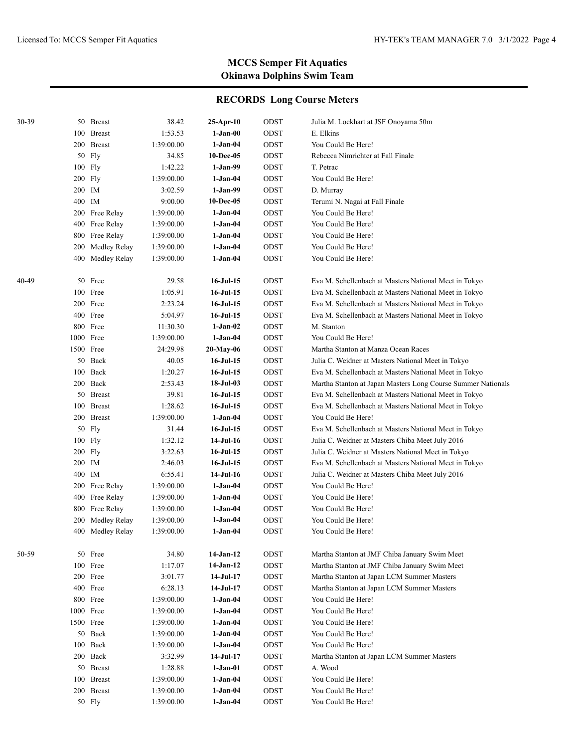# MCCS Semper Fit Aquatics
## Okinawa Dolphins Swim Team

### RECORDS Long Course Meters

| Age Group | Event | | Time | Date | Team | Swimmer/Meet |
|---|---|---|---|---|---|---|
| 30-39 | 50 | Breast | 38.42 | **25-Apr-10** | ODST | Julia M. Lockhart at JSF Onoyama 50m |
| | 100 | Breast | 1:53.53 | **1-Jan-00** | ODST | E. Elkins |
| | 200 | Breast | 1:39:00.00 | **1-Jan-04** | ODST | You Could Be Here! |
| | 50 | Fly | 34.85 | **10-Dec-05** | ODST | Rebecca Nimrichter at Fall Finale |
| | 100 | Fly | 1:42.22 | **1-Jan-99** | ODST | T. Petrac |
| | 200 | Fly | 1:39:00.00 | **1-Jan-04** | ODST | You Could Be Here! |
| | 200 | IM | 3:02.59 | **1-Jan-99** | ODST | D. Murray |
| | 400 | IM | 9:00.00 | **10-Dec-05** | ODST | Terumi N. Nagai at Fall Finale |
| | 200 | Free Relay | 1:39:00.00 | **1-Jan-04** | ODST | You Could Be Here! |
| | 400 | Free Relay | 1:39:00.00 | **1-Jan-04** | ODST | You Could Be Here! |
| | 800 | Free Relay | 1:39:00.00 | **1-Jan-04** | ODST | You Could Be Here! |
| | 200 | Medley Relay | 1:39:00.00 | **1-Jan-04** | ODST | You Could Be Here! |
| | 400 | Medley Relay | 1:39:00.00 | **1-Jan-04** | ODST | You Could Be Here! |
| 40-49 | 50 | Free | 29.58 | **16-Jul-15** | ODST | Eva M. Schellenbach at Masters National Meet in Tokyo |
| | 100 | Free | 1:05.91 | **16-Jul-15** | ODST | Eva M. Schellenbach at Masters National Meet in Tokyo |
| | 200 | Free | 2:23.24 | **16-Jul-15** | ODST | Eva M. Schellenbach at Masters National Meet in Tokyo |
| | 400 | Free | 5:04.97 | **16-Jul-15** | ODST | Eva M. Schellenbach at Masters National Meet in Tokyo |
| | 800 | Free | 11:30.30 | **1-Jan-02** | ODST | M. Stanton |
| | 1000 | Free | 1:39:00.00 | **1-Jan-04** | ODST | You Could Be Here! |
| | 1500 | Free | 24:29.98 | **20-May-06** | ODST | Martha Stanton at Manza Ocean Races |
| | 50 | Back | 40.05 | **16-Jul-15** | ODST | Julia C. Weidner at Masters National Meet in Tokyo |
| | 100 | Back | 1:20.27 | **16-Jul-15** | ODST | Eva M. Schellenbach at Masters National Meet in Tokyo |
| | 200 | Back | 2:53.43 | **18-Jul-03** | ODST | Martha Stanton at Japan Masters Long Course Summer Nationals |
| | 50 | Breast | 39.81 | **16-Jul-15** | ODST | Eva M. Schellenbach at Masters National Meet in Tokyo |
| | 100 | Breast | 1:28.62 | **16-Jul-15** | ODST | Eva M. Schellenbach at Masters National Meet in Tokyo |
| | 200 | Breast | 1:39:00.00 | **1-Jan-04** | ODST | You Could Be Here! |
| | 50 | Fly | 31.44 | **16-Jul-15** | ODST | Eva M. Schellenbach at Masters National Meet in Tokyo |
| | 100 | Fly | 1:32.12 | **14-Jul-16** | ODST | Julia C. Weidner at Masters Chiba Meet July 2016 |
| | 200 | Fly | 3:22.63 | **16-Jul-15** | ODST | Julia C. Weidner at Masters National Meet in Tokyo |
| | 200 | IM | 2:46.03 | **16-Jul-15** | ODST | Eva M. Schellenbach at Masters National Meet in Tokyo |
| | 400 | IM | 6:55.41 | **14-Jul-16** | ODST | Julia C. Weidner at Masters Chiba Meet July 2016 |
| | 200 | Free Relay | 1:39:00.00 | **1-Jan-04** | ODST | You Could Be Here! |
| | 400 | Free Relay | 1:39:00.00 | **1-Jan-04** | ODST | You Could Be Here! |
| | 800 | Free Relay | 1:39:00.00 | **1-Jan-04** | ODST | You Could Be Here! |
| | 200 | Medley Relay | 1:39:00.00 | **1-Jan-04** | ODST | You Could Be Here! |
| | 400 | Medley Relay | 1:39:00.00 | **1-Jan-04** | ODST | You Could Be Here! |
| 50-59 | 50 | Free | 34.80 | **14-Jan-12** | ODST | Martha Stanton at JMF Chiba January Swim Meet |
| | 100 | Free | 1:17.07 | **14-Jan-12** | ODST | Martha Stanton at JMF Chiba January Swim Meet |
| | 200 | Free | 3:01.77 | **14-Jul-17** | ODST | Martha Stanton at Japan LCM Summer Masters |
| | 400 | Free | 6:28.13 | **14-Jul-17** | ODST | Martha Stanton at Japan LCM Summer Masters |
| | 800 | Free | 1:39:00.00 | **1-Jan-04** | ODST | You Could Be Here! |
| | 1000 | Free | 1:39:00.00 | **1-Jan-04** | ODST | You Could Be Here! |
| | 1500 | Free | 1:39:00.00 | **1-Jan-04** | ODST | You Could Be Here! |
| | 50 | Back | 1:39:00.00 | **1-Jan-04** | ODST | You Could Be Here! |
| | 100 | Back | 1:39:00.00 | **1-Jan-04** | ODST | You Could Be Here! |
| | 200 | Back | 3:32.99 | **14-Jul-17** | ODST | Martha Stanton at Japan LCM Summer Masters |
| | 50 | Breast | 1:28.88 | **1-Jan-01** | ODST | A. Wood |
| | 100 | Breast | 1:39:00.00 | **1-Jan-04** | ODST | You Could Be Here! |
| | 200 | Breast | 1:39:00.00 | **1-Jan-04** | ODST | You Could Be Here! |
| | 50 | Fly | 1:39:00.00 | **1-Jan-04** | ODST | You Could Be Here! |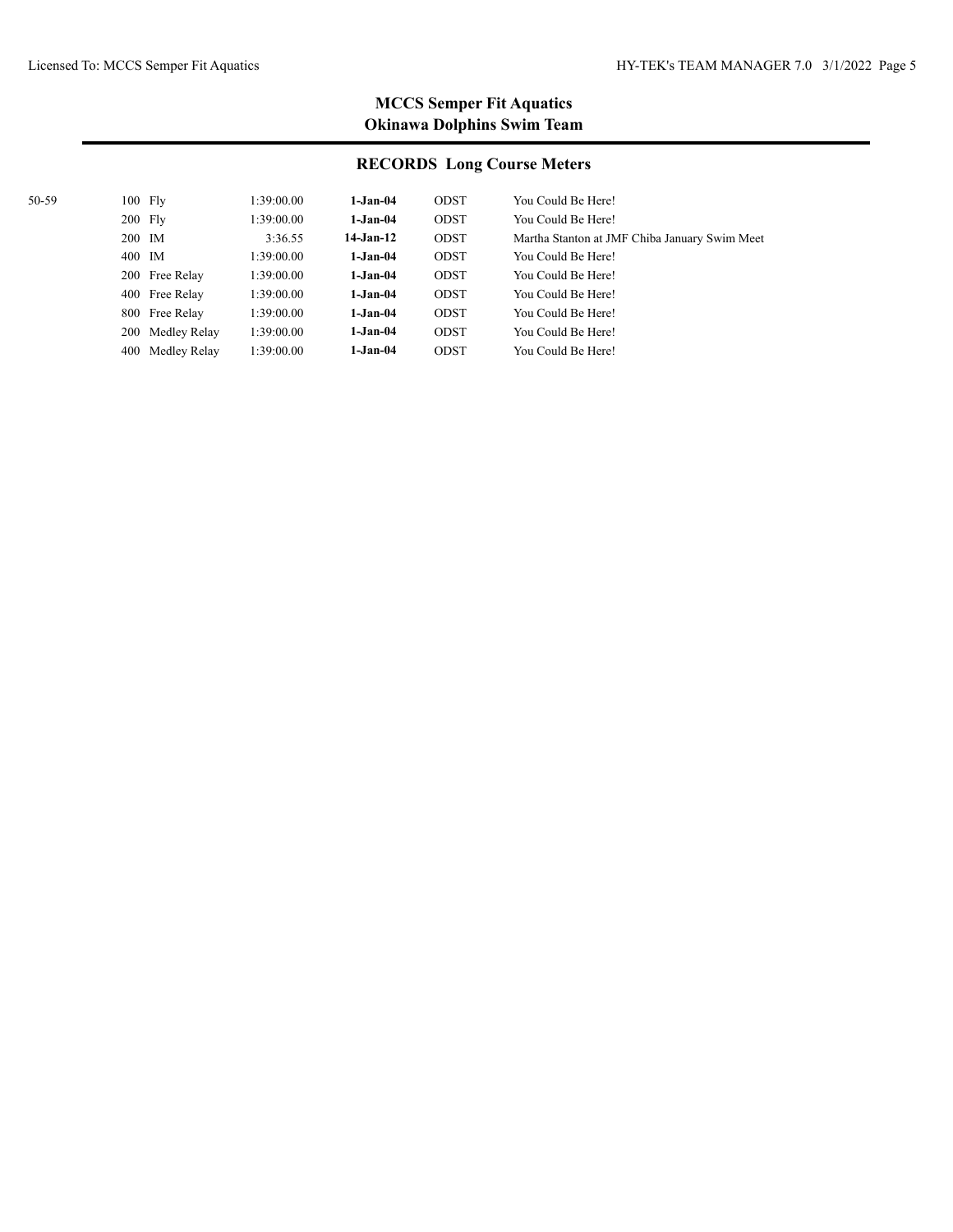**MCCS Semper Fit Aquatics**
**Okinawa Dolphins Swim Team**

## RECORDS Long Course Meters

| Age Group | Event | Time | Date | Team | Name |
|---|---|---|---|---|---|
| 50-59 | 100 Fly | 1:39:00.00 | **1-Jan-04** | ODST | You Could Be Here! |
| | 200 Fly | 1:39:00.00 | **1-Jan-04** | ODST | You Could Be Here! |
| | 200 IM | 3:36.55 | **14-Jan-12** | ODST | Martha Stanton at JMF Chiba January Swim Meet |
| | 400 IM | 1:39:00.00 | **1-Jan-04** | ODST | You Could Be Here! |
| | 200 Free Relay | 1:39:00.00 | **1-Jan-04** | ODST | You Could Be Here! |
| | 400 Free Relay | 1:39:00.00 | **1-Jan-04** | ODST | You Could Be Here! |
| | 800 Free Relay | 1:39:00.00 | **1-Jan-04** | ODST | You Could Be Here! |
| | 200 Medley Relay | 1:39:00.00 | **1-Jan-04** | ODST | You Could Be Here! |
| | 400 Medley Relay | 1:39:00.00 | **1-Jan-04** | ODST | You Could Be Here! |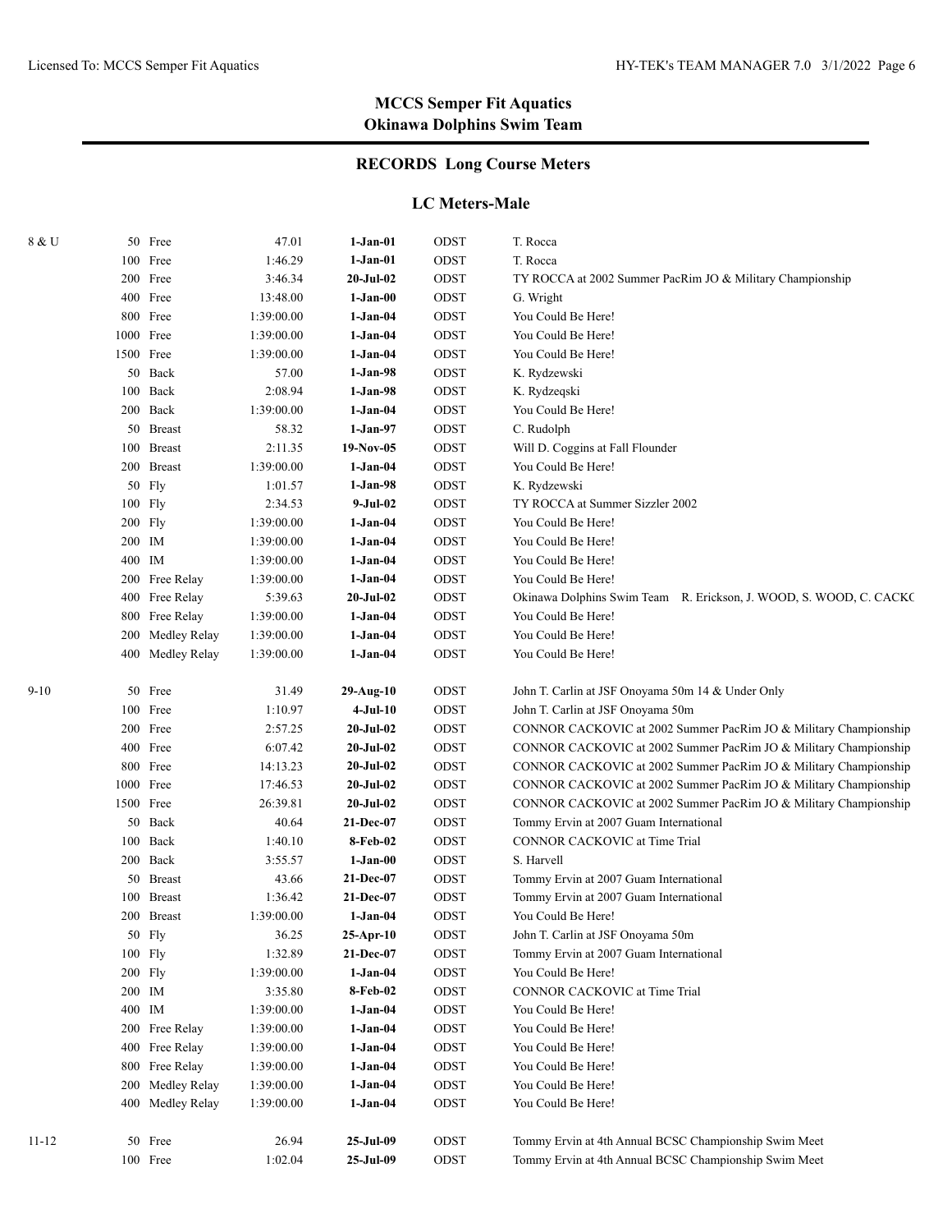## MCCS Semper Fit Aquatics
## Okinawa Dolphins Swim Team

### RECORDS Long Course Meters

### LC Meters-Male

| Age | Event | Time | Date | Team | Name |
|---|---|---|---|---|---|
| 8 & U | 50 Free | 47.01 | **1-Jan-01** | ODST | T. Rocca |
| | 100 Free | 1:46.29 | **1-Jan-01** | ODST | T. Rocca |
| | 200 Free | 3:46.34 | **20-Jul-02** | ODST | TY ROCCA at 2002 Summer PacRim JO & Military Championship |
| | 400 Free | 13:48.00 | **1-Jan-00** | ODST | G. Wright |
| | 800 Free | 1:39:00.00 | **1-Jan-04** | ODST | You Could Be Here! |
| | 1000 Free | 1:39:00.00 | **1-Jan-04** | ODST | You Could Be Here! |
| | 1500 Free | 1:39:00.00 | **1-Jan-04** | ODST | You Could Be Here! |
| | 50 Back | 57.00 | **1-Jan-98** | ODST | K. Rydzewski |
| | 100 Back | 2:08.94 | **1-Jan-98** | ODST | K. Rydzeqski |
| | 200 Back | 1:39:00.00 | **1-Jan-04** | ODST | You Could Be Here! |
| | 50 Breast | 58.32 | **1-Jan-97** | ODST | C. Rudolph |
| | 100 Breast | 2:11.35 | **19-Nov-05** | ODST | Will D. Coggins at Fall Flounder |
| | 200 Breast | 1:39:00.00 | **1-Jan-04** | ODST | You Could Be Here! |
| | 50 Fly | 1:01.57 | **1-Jan-98** | ODST | K. Rydzewski |
| | 100 Fly | 2:34.53 | **9-Jul-02** | ODST | TY ROCCA at Summer Sizzler 2002 |
| | 200 Fly | 1:39:00.00 | **1-Jan-04** | ODST | You Could Be Here! |
| | 200 IM | 1:39:00.00 | **1-Jan-04** | ODST | You Could Be Here! |
| | 400 IM | 1:39:00.00 | **1-Jan-04** | ODST | You Could Be Here! |
| | 200 Free Relay | 1:39:00.00 | **1-Jan-04** | ODST | You Could Be Here! |
| | 400 Free Relay | 5:39.63 | **20-Jul-02** | ODST | Okinawa Dolphins Swim Team R. Erickson, J. WOOD, S. WOOD, C. CACKC |
| | 800 Free Relay | 1:39:00.00 | **1-Jan-04** | ODST | You Could Be Here! |
| | 200 Medley Relay | 1:39:00.00 | **1-Jan-04** | ODST | You Could Be Here! |
| | 400 Medley Relay | 1:39:00.00 | **1-Jan-04** | ODST | You Could Be Here! |
| 9-10 | 50 Free | 31.49 | **29-Aug-10** | ODST | John T. Carlin at JSF Onoyama 50m 14 & Under Only |
| | 100 Free | 1:10.97 | **4-Jul-10** | ODST | John T. Carlin at JSF Onoyama 50m |
| | 200 Free | 2:57.25 | **20-Jul-02** | ODST | CONNOR CACKOVIC at 2002 Summer PacRim JO & Military Championship |
| | 400 Free | 6:07.42 | **20-Jul-02** | ODST | CONNOR CACKOVIC at 2002 Summer PacRim JO & Military Championship |
| | 800 Free | 14:13.23 | **20-Jul-02** | ODST | CONNOR CACKOVIC at 2002 Summer PacRim JO & Military Championship |
| | 1000 Free | 17:46.53 | **20-Jul-02** | ODST | CONNOR CACKOVIC at 2002 Summer PacRim JO & Military Championship |
| | 1500 Free | 26:39.81 | **20-Jul-02** | ODST | CONNOR CACKOVIC at 2002 Summer PacRim JO & Military Championship |
| | 50 Back | 40.64 | **21-Dec-07** | ODST | Tommy Ervin at 2007 Guam International |
| | 100 Back | 1:40.10 | **8-Feb-02** | ODST | CONNOR CACKOVIC at Time Trial |
| | 200 Back | 3:55.57 | **1-Jan-00** | ODST | S. Harvell |
| | 50 Breast | 43.66 | **21-Dec-07** | ODST | Tommy Ervin at 2007 Guam International |
| | 100 Breast | 1:36.42 | **21-Dec-07** | ODST | Tommy Ervin at 2007 Guam International |
| | 200 Breast | 1:39:00.00 | **1-Jan-04** | ODST | You Could Be Here! |
| | 50 Fly | 36.25 | **25-Apr-10** | ODST | John T. Carlin at JSF Onoyama 50m |
| | 100 Fly | 1:32.89 | **21-Dec-07** | ODST | Tommy Ervin at 2007 Guam International |
| | 200 Fly | 1:39:00.00 | **1-Jan-04** | ODST | You Could Be Here! |
| | 200 IM | 3:35.80 | **8-Feb-02** | ODST | CONNOR CACKOVIC at Time Trial |
| | 400 IM | 1:39:00.00 | **1-Jan-04** | ODST | You Could Be Here! |
| | 200 Free Relay | 1:39:00.00 | **1-Jan-04** | ODST | You Could Be Here! |
| | 400 Free Relay | 1:39:00.00 | **1-Jan-04** | ODST | You Could Be Here! |
| | 800 Free Relay | 1:39:00.00 | **1-Jan-04** | ODST | You Could Be Here! |
| | 200 Medley Relay | 1:39:00.00 | **1-Jan-04** | ODST | You Could Be Here! |
| | 400 Medley Relay | 1:39:00.00 | **1-Jan-04** | ODST | You Could Be Here! |
| 11-12 | 50 Free | 26.94 | **25-Jul-09** | ODST | Tommy Ervin at 4th Annual BCSC Championship Swim Meet |
| | 100 Free | 1:02.04 | **25-Jul-09** | ODST | Tommy Ervin at 4th Annual BCSC Championship Swim Meet |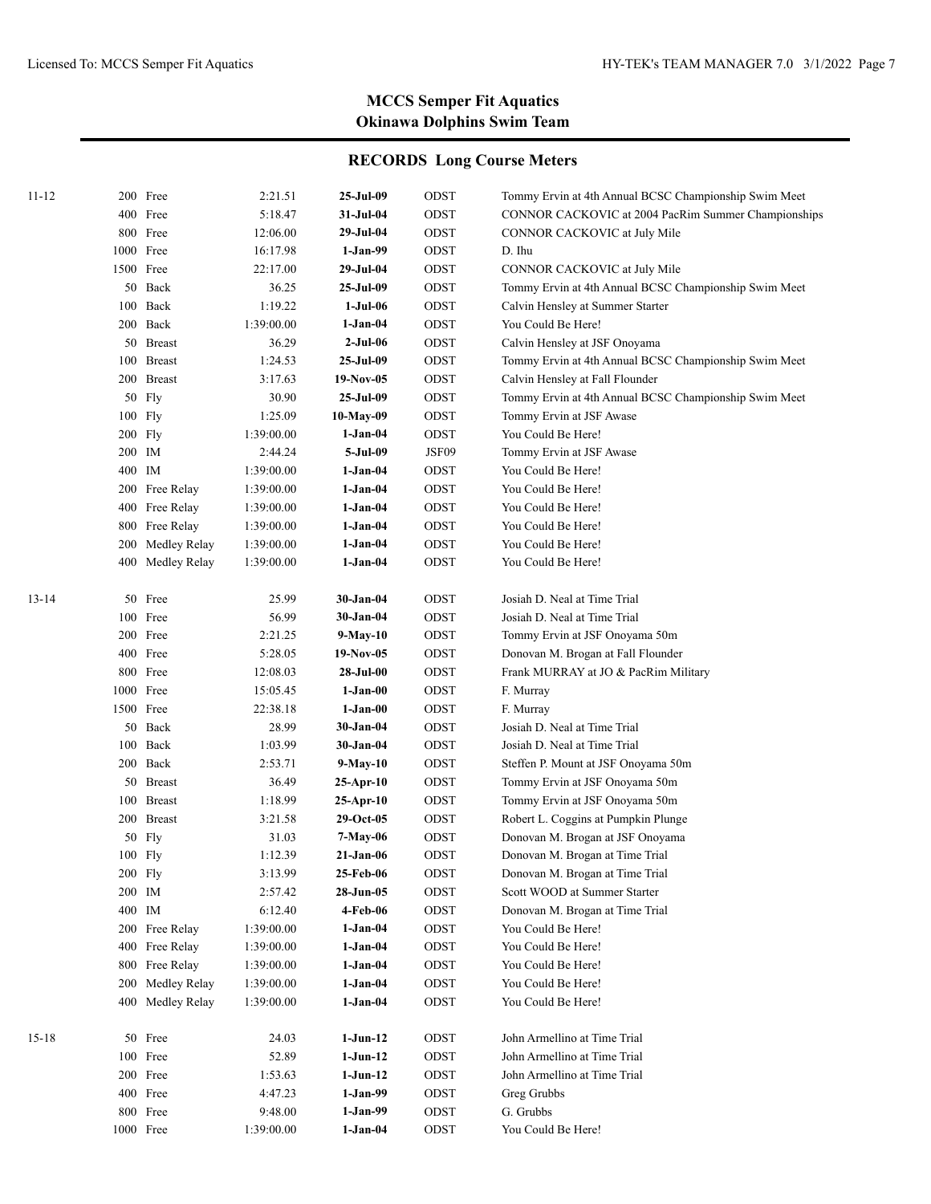## MCCS Semper Fit Aquatics
## Okinawa Dolphins Swim Team

### RECORDS Long Course Meters

| Age | Event | | Time | Date | Team | Holder |
|---|---|---|---|---|---|---|
| 11-12 | 200 | Free | 2:21.51 | **25-Jul-09** | ODST | Tommy Ervin at 4th Annual BCSC Championship Swim Meet |
| | 400 | Free | 5:18.47 | **31-Jul-04** | ODST | CONNOR CACKOVIC at 2004 PacRim Summer Championships |
| | 800 | Free | 12:06.00 | **29-Jul-04** | ODST | CONNOR CACKOVIC at July Mile |
| | 1000 | Free | 16:17.98 | **1-Jan-99** | ODST | D. Ihu |
| | 1500 | Free | 22:17.00 | **29-Jul-04** | ODST | CONNOR CACKOVIC at July Mile |
| | 50 | Back | 36.25 | **25-Jul-09** | ODST | Tommy Ervin at 4th Annual BCSC Championship Swim Meet |
| | 100 | Back | 1:19.22 | **1-Jul-06** | ODST | Calvin Hensley at Summer Starter |
| | 200 | Back | 1:39:00.00 | **1-Jan-04** | ODST | You Could Be Here! |
| | 50 | Breast | 36.29 | **2-Jul-06** | ODST | Calvin Hensley at JSF Onoyama |
| | 100 | Breast | 1:24.53 | **25-Jul-09** | ODST | Tommy Ervin at 4th Annual BCSC Championship Swim Meet |
| | 200 | Breast | 3:17.63 | **19-Nov-05** | ODST | Calvin Hensley at Fall Flounder |
| | 50 | Fly | 30.90 | **25-Jul-09** | ODST | Tommy Ervin at 4th Annual BCSC Championship Swim Meet |
| | 100 | Fly | 1:25.09 | **10-May-09** | ODST | Tommy Ervin at JSF Awase |
| | 200 | Fly | 1:39:00.00 | **1-Jan-04** | ODST | You Could Be Here! |
| | 200 | IM | 2:44.24 | **5-Jul-09** | JSF09 | Tommy Ervin at JSF Awase |
| | 400 | IM | 1:39:00.00 | **1-Jan-04** | ODST | You Could Be Here! |
| | 200 | Free Relay | 1:39:00.00 | **1-Jan-04** | ODST | You Could Be Here! |
| | 400 | Free Relay | 1:39:00.00 | **1-Jan-04** | ODST | You Could Be Here! |
| | 800 | Free Relay | 1:39:00.00 | **1-Jan-04** | ODST | You Could Be Here! |
| | 200 | Medley Relay | 1:39:00.00 | **1-Jan-04** | ODST | You Could Be Here! |
| | 400 | Medley Relay | 1:39:00.00 | **1-Jan-04** | ODST | You Could Be Here! |
| 13-14 | 50 | Free | 25.99 | **30-Jan-04** | ODST | Josiah D. Neal at Time Trial |
| | 100 | Free | 56.99 | **30-Jan-04** | ODST | Josiah D. Neal at Time Trial |
| | 200 | Free | 2:21.25 | **9-May-10** | ODST | Tommy Ervin at JSF Onoyama 50m |
| | 400 | Free | 5:28.05 | **19-Nov-05** | ODST | Donovan M. Brogan at Fall Flounder |
| | 800 | Free | 12:08.03 | **28-Jul-00** | ODST | Frank MURRAY at JO & PacRim Military |
| | 1000 | Free | 15:05.45 | **1-Jan-00** | ODST | F. Murray |
| | 1500 | Free | 22:38.18 | **1-Jan-00** | ODST | F. Murray |
| | 50 | Back | 28.99 | **30-Jan-04** | ODST | Josiah D. Neal at Time Trial |
| | 100 | Back | 1:03.99 | **30-Jan-04** | ODST | Josiah D. Neal at Time Trial |
| | 200 | Back | 2:53.71 | **9-May-10** | ODST | Steffen P. Mount at JSF Onoyama 50m |
| | 50 | Breast | 36.49 | **25-Apr-10** | ODST | Tommy Ervin at JSF Onoyama 50m |
| | 100 | Breast | 1:18.99 | **25-Apr-10** | ODST | Tommy Ervin at JSF Onoyama 50m |
| | 200 | Breast | 3:21.58 | **29-Oct-05** | ODST | Robert L. Coggins at Pumpkin Plunge |
| | 50 | Fly | 31.03 | **7-May-06** | ODST | Donovan M. Brogan at JSF Onoyama |
| | 100 | Fly | 1:12.39 | **21-Jan-06** | ODST | Donovan M. Brogan at Time Trial |
| | 200 | Fly | 3:13.99 | **25-Feb-06** | ODST | Donovan M. Brogan at Time Trial |
| | 200 | IM | 2:57.42 | **28-Jun-05** | ODST | Scott WOOD at Summer Starter |
| | 400 | IM | 6:12.40 | **4-Feb-06** | ODST | Donovan M. Brogan at Time Trial |
| | 200 | Free Relay | 1:39:00.00 | **1-Jan-04** | ODST | You Could Be Here! |
| | 400 | Free Relay | 1:39:00.00 | **1-Jan-04** | ODST | You Could Be Here! |
| | 800 | Free Relay | 1:39:00.00 | **1-Jan-04** | ODST | You Could Be Here! |
| | 200 | Medley Relay | 1:39:00.00 | **1-Jan-04** | ODST | You Could Be Here! |
| | 400 | Medley Relay | 1:39:00.00 | **1-Jan-04** | ODST | You Could Be Here! |
| 15-18 | 50 | Free | 24.03 | **1-Jun-12** | ODST | John Armellino at Time Trial |
| | 100 | Free | 52.89 | **1-Jun-12** | ODST | John Armellino at Time Trial |
| | 200 | Free | 1:53.63 | **1-Jun-12** | ODST | John Armellino at Time Trial |
| | 400 | Free | 4:47.23 | **1-Jan-99** | ODST | Greg Grubbs |
| | 800 | Free | 9:48.00 | **1-Jan-99** | ODST | G. Grubbs |
| | 1000 | Free | 1:39:00.00 | **1-Jan-04** | ODST | You Could Be Here! |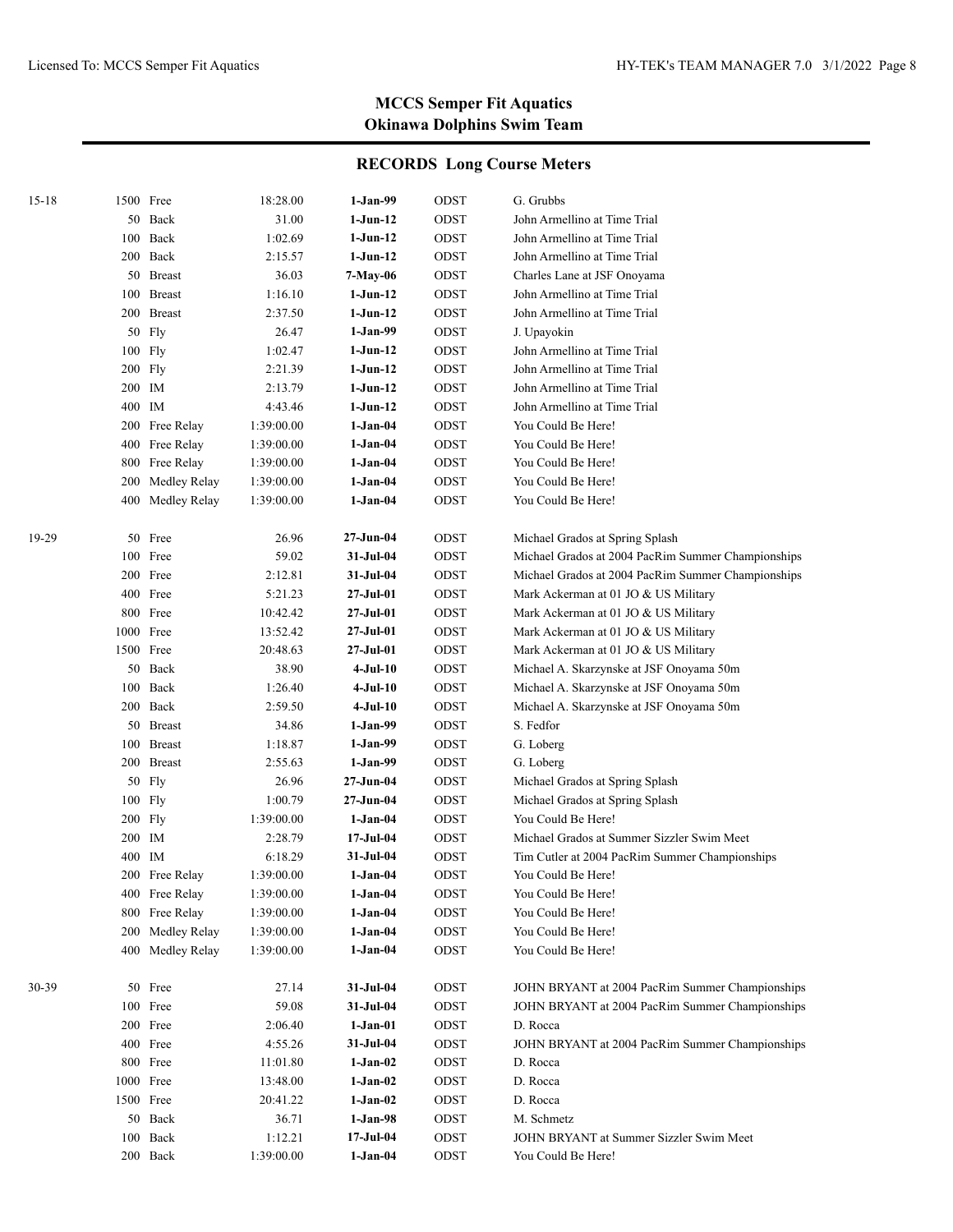## MCCS Semper Fit Aquatics
## Okinawa Dolphins Swim Team

### RECORDS Long Course Meters

| Age | Event | Time | Date | Team | Name |
|---|---|---|---|---|---|
| 15-18 | 1500 Free | 18:28.00 | **1-Jan-99** | ODST | G. Grubbs |
| | 50 Back | 31.00 | **1-Jun-12** | ODST | John Armellino at Time Trial |
| | 100 Back | 1:02.69 | **1-Jun-12** | ODST | John Armellino at Time Trial |
| | 200 Back | 2:15.57 | **1-Jun-12** | ODST | John Armellino at Time Trial |
| | 50 Breast | 36.03 | **7-May-06** | ODST | Charles Lane at JSF Onoyama |
| | 100 Breast | 1:16.10 | **1-Jun-12** | ODST | John Armellino at Time Trial |
| | 200 Breast | 2:37.50 | **1-Jun-12** | ODST | John Armellino at Time Trial |
| | 50 Fly | 26.47 | **1-Jan-99** | ODST | J. Upayokin |
| | 100 Fly | 1:02.47 | **1-Jun-12** | ODST | John Armellino at Time Trial |
| | 200 Fly | 2:21.39 | **1-Jun-12** | ODST | John Armellino at Time Trial |
| | 200 IM | 2:13.79 | **1-Jun-12** | ODST | John Armellino at Time Trial |
| | 400 IM | 4:43.46 | **1-Jun-12** | ODST | John Armellino at Time Trial |
| | 200 Free Relay | 1:39:00.00 | **1-Jan-04** | ODST | You Could Be Here! |
| | 400 Free Relay | 1:39:00.00 | **1-Jan-04** | ODST | You Could Be Here! |
| | 800 Free Relay | 1:39:00.00 | **1-Jan-04** | ODST | You Could Be Here! |
| | 200 Medley Relay | 1:39:00.00 | **1-Jan-04** | ODST | You Could Be Here! |
| | 400 Medley Relay | 1:39:00.00 | **1-Jan-04** | ODST | You Could Be Here! |
| 19-29 | 50 Free | 26.96 | **27-Jun-04** | ODST | Michael Grados at Spring Splash |
| | 100 Free | 59.02 | **31-Jul-04** | ODST | Michael Grados at 2004 PacRim Summer Championships |
| | 200 Free | 2:12.81 | **31-Jul-04** | ODST | Michael Grados at 2004 PacRim Summer Championships |
| | 400 Free | 5:21.23 | **27-Jul-01** | ODST | Mark Ackerman at 01 JO & US Military |
| | 800 Free | 10:42.42 | **27-Jul-01** | ODST | Mark Ackerman at 01 JO & US Military |
| | 1000 Free | 13:52.42 | **27-Jul-01** | ODST | Mark Ackerman at 01 JO & US Military |
| | 1500 Free | 20:48.63 | **27-Jul-01** | ODST | Mark Ackerman at 01 JO & US Military |
| | 50 Back | 38.90 | **4-Jul-10** | ODST | Michael A. Skarzynske at JSF Onoyama 50m |
| | 100 Back | 1:26.40 | **4-Jul-10** | ODST | Michael A. Skarzynske at JSF Onoyama 50m |
| | 200 Back | 2:59.50 | **4-Jul-10** | ODST | Michael A. Skarzynske at JSF Onoyama 50m |
| | 50 Breast | 34.86 | **1-Jan-99** | ODST | S. Fedfor |
| | 100 Breast | 1:18.87 | **1-Jan-99** | ODST | G. Loberg |
| | 200 Breast | 2:55.63 | **1-Jan-99** | ODST | G. Loberg |
| | 50 Fly | 26.96 | **27-Jun-04** | ODST | Michael Grados at Spring Splash |
| | 100 Fly | 1:00.79 | **27-Jun-04** | ODST | Michael Grados at Spring Splash |
| | 200 Fly | 1:39:00.00 | **1-Jan-04** | ODST | You Could Be Here! |
| | 200 IM | 2:28.79 | **17-Jul-04** | ODST | Michael Grados at Summer Sizzler Swim Meet |
| | 400 IM | 6:18.29 | **31-Jul-04** | ODST | Tim Cutler at 2004 PacRim Summer Championships |
| | 200 Free Relay | 1:39:00.00 | **1-Jan-04** | ODST | You Could Be Here! |
| | 400 Free Relay | 1:39:00.00 | **1-Jan-04** | ODST | You Could Be Here! |
| | 800 Free Relay | 1:39:00.00 | **1-Jan-04** | ODST | You Could Be Here! |
| | 200 Medley Relay | 1:39:00.00 | **1-Jan-04** | ODST | You Could Be Here! |
| | 400 Medley Relay | 1:39:00.00 | **1-Jan-04** | ODST | You Could Be Here! |
| 30-39 | 50 Free | 27.14 | **31-Jul-04** | ODST | JOHN BRYANT at 2004 PacRim Summer Championships |
| | 100 Free | 59.08 | **31-Jul-04** | ODST | JOHN BRYANT at 2004 PacRim Summer Championships |
| | 200 Free | 2:06.40 | **1-Jan-01** | ODST | D. Rocca |
| | 400 Free | 4:55.26 | **31-Jul-04** | ODST | JOHN BRYANT at 2004 PacRim Summer Championships |
| | 800 Free | 11:01.80 | **1-Jan-02** | ODST | D. Rocca |
| | 1000 Free | 13:48.00 | **1-Jan-02** | ODST | D. Rocca |
| | 1500 Free | 20:41.22 | **1-Jan-02** | ODST | D. Rocca |
| | 50 Back | 36.71 | **1-Jan-98** | ODST | M. Schmetz |
| | 100 Back | 1:12.21 | **17-Jul-04** | ODST | JOHN BRYANT at Summer Sizzler Swim Meet |
| | 200 Back | 1:39:00.00 | **1-Jan-04** | ODST | You Could Be Here! |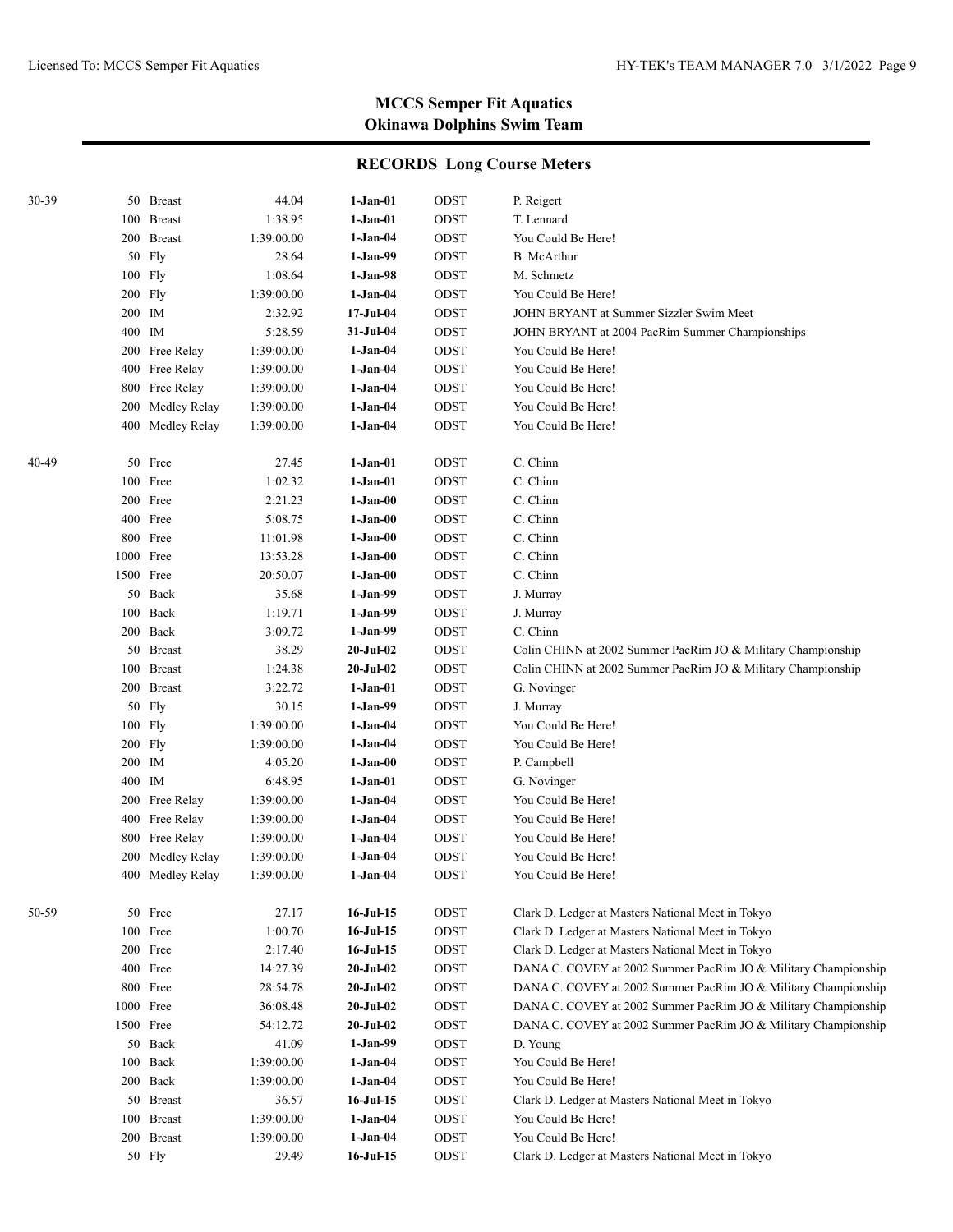## MCCS Semper Fit Aquatics
## Okinawa Dolphins Swim Team

### RECORDS Long Course Meters

| Age | Event | Time | Date | Team | Name |
|---|---|---|---|---|---|
| 30-39 | 50 Breast | 44.04 | **1-Jan-01** | ODST | P. Reigert |
| | 100 Breast | 1:38.95 | **1-Jan-01** | ODST | T. Lennard |
| | 200 Breast | 1:39:00.00 | **1-Jan-04** | ODST | You Could Be Here! |
| | 50 Fly | 28.64 | **1-Jan-99** | ODST | B. McArthur |
| | 100 Fly | 1:08.64 | **1-Jan-98** | ODST | M. Schmetz |
| | 200 Fly | 1:39:00.00 | **1-Jan-04** | ODST | You Could Be Here! |
| | 200 IM | 2:32.92 | **17-Jul-04** | ODST | JOHN BRYANT at Summer Sizzler Swim Meet |
| | 400 IM | 5:28.59 | **31-Jul-04** | ODST | JOHN BRYANT at 2004 PacRim Summer Championships |
| | 200 Free Relay | 1:39:00.00 | **1-Jan-04** | ODST | You Could Be Here! |
| | 400 Free Relay | 1:39:00.00 | **1-Jan-04** | ODST | You Could Be Here! |
| | 800 Free Relay | 1:39:00.00 | **1-Jan-04** | ODST | You Could Be Here! |
| | 200 Medley Relay | 1:39:00.00 | **1-Jan-04** | ODST | You Could Be Here! |
| | 400 Medley Relay | 1:39:00.00 | **1-Jan-04** | ODST | You Could Be Here! |
| 40-49 | 50 Free | 27.45 | **1-Jan-01** | ODST | C. Chinn |
| | 100 Free | 1:02.32 | **1-Jan-01** | ODST | C. Chinn |
| | 200 Free | 2:21.23 | **1-Jan-00** | ODST | C. Chinn |
| | 400 Free | 5:08.75 | **1-Jan-00** | ODST | C. Chinn |
| | 800 Free | 11:01.98 | **1-Jan-00** | ODST | C. Chinn |
| | 1000 Free | 13:53.28 | **1-Jan-00** | ODST | C. Chinn |
| | 1500 Free | 20:50.07 | **1-Jan-00** | ODST | C. Chinn |
| | 50 Back | 35.68 | **1-Jan-99** | ODST | J. Murray |
| | 100 Back | 1:19.71 | **1-Jan-99** | ODST | J. Murray |
| | 200 Back | 3:09.72 | **1-Jan-99** | ODST | C. Chinn |
| | 50 Breast | 38.29 | **20-Jul-02** | ODST | Colin CHINN at 2002 Summer PacRim JO & Military Championship |
| | 100 Breast | 1:24.38 | **20-Jul-02** | ODST | Colin CHINN at 2002 Summer PacRim JO & Military Championship |
| | 200 Breast | 3:22.72 | **1-Jan-01** | ODST | G. Novinger |
| | 50 Fly | 30.15 | **1-Jan-99** | ODST | J. Murray |
| | 100 Fly | 1:39:00.00 | **1-Jan-04** | ODST | You Could Be Here! |
| | 200 Fly | 1:39:00.00 | **1-Jan-04** | ODST | You Could Be Here! |
| | 200 IM | 4:05.20 | **1-Jan-00** | ODST | P. Campbell |
| | 400 IM | 6:48.95 | **1-Jan-01** | ODST | G. Novinger |
| | 200 Free Relay | 1:39:00.00 | **1-Jan-04** | ODST | You Could Be Here! |
| | 400 Free Relay | 1:39:00.00 | **1-Jan-04** | ODST | You Could Be Here! |
| | 800 Free Relay | 1:39:00.00 | **1-Jan-04** | ODST | You Could Be Here! |
| | 200 Medley Relay | 1:39:00.00 | **1-Jan-04** | ODST | You Could Be Here! |
| | 400 Medley Relay | 1:39:00.00 | **1-Jan-04** | ODST | You Could Be Here! |
| 50-59 | 50 Free | 27.17 | **16-Jul-15** | ODST | Clark D. Ledger at Masters National Meet in Tokyo |
| | 100 Free | 1:00.70 | **16-Jul-15** | ODST | Clark D. Ledger at Masters National Meet in Tokyo |
| | 200 Free | 2:17.40 | **16-Jul-15** | ODST | Clark D. Ledger at Masters National Meet in Tokyo |
| | 400 Free | 14:27.39 | **20-Jul-02** | ODST | DANA C. COVEY at 2002 Summer PacRim JO & Military Championship |
| | 800 Free | 28:54.78 | **20-Jul-02** | ODST | DANA C. COVEY at 2002 Summer PacRim JO & Military Championship |
| | 1000 Free | 36:08.48 | **20-Jul-02** | ODST | DANA C. COVEY at 2002 Summer PacRim JO & Military Championship |
| | 1500 Free | 54:12.72 | **20-Jul-02** | ODST | DANA C. COVEY at 2002 Summer PacRim JO & Military Championship |
| | 50 Back | 41.09 | **1-Jan-99** | ODST | D. Young |
| | 100 Back | 1:39:00.00 | **1-Jan-04** | ODST | You Could Be Here! |
| | 200 Back | 1:39:00.00 | **1-Jan-04** | ODST | You Could Be Here! |
| | 50 Breast | 36.57 | **16-Jul-15** | ODST | Clark D. Ledger at Masters National Meet in Tokyo |
| | 100 Breast | 1:39:00.00 | **1-Jan-04** | ODST | You Could Be Here! |
| | 200 Breast | 1:39:00.00 | **1-Jan-04** | ODST | You Could Be Here! |
| | 50 Fly | 29.49 | **16-Jul-15** | ODST | Clark D. Ledger at Masters National Meet in Tokyo |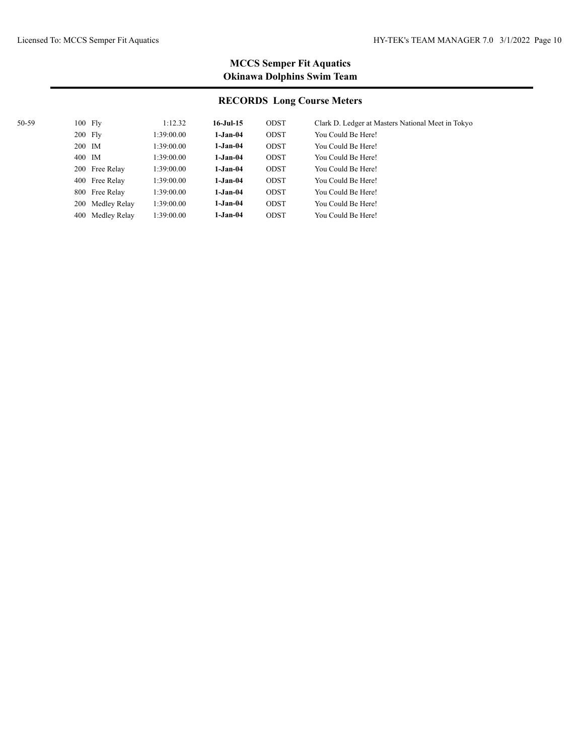## MCCS Semper Fit Aquatics
## Okinawa Dolphins Swim Team

## RECORDS Long Course Meters

| | | | | | |
|---|---|---|---|---|---|
| 50-59 | 100 Fly | 1:12.32 | **16-Jul-15** | ODST | Clark D. Ledger at Masters National Meet in Tokyo |
| | 200 Fly | 1:39:00.00 | **1-Jan-04** | ODST | You Could Be Here! |
| | 200 IM | 1:39:00.00 | **1-Jan-04** | ODST | You Could Be Here! |
| | 400 IM | 1:39:00.00 | **1-Jan-04** | ODST | You Could Be Here! |
| | 200 Free Relay | 1:39:00.00 | **1-Jan-04** | ODST | You Could Be Here! |
| | 400 Free Relay | 1:39:00.00 | **1-Jan-04** | ODST | You Could Be Here! |
| | 800 Free Relay | 1:39:00.00 | **1-Jan-04** | ODST | You Could Be Here! |
| | 200 Medley Relay | 1:39:00.00 | **1-Jan-04** | ODST | You Could Be Here! |
| | 400 Medley Relay | 1:39:00.00 | **1-Jan-04** | ODST | You Could Be Here! |